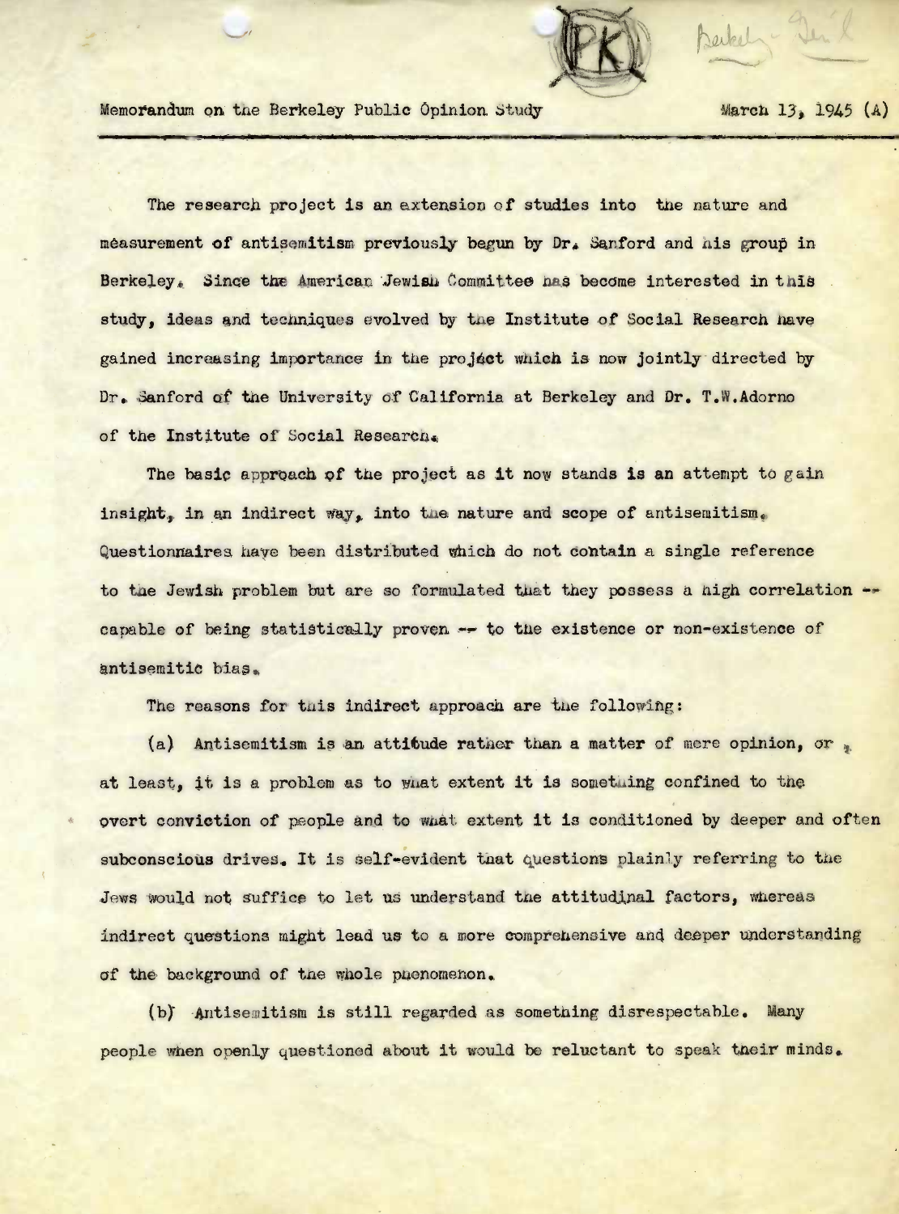Memorandum on the Berkeley Public Opinion Study March 13, 1945 (A)

The research project is an extension of studies into the nature and measurement of antisemitism previously begun by Dr. Sanford and his group in Berkeley. Since the American Jewish Committee has become interested in this study, ideas and techniques evolved by the Institute of Social Research have gained increasing importance in the project which is now jointly directed by Dr. Sanford of the University of California at Berkeley and Dr. T.W.Adorno of the Institute of Social Research.

The basic approach of the project as it now stands is an attempt to gain insight, in an indirect way, into the nature and scope of antisemitism. Questionnaires have been distributed which do not contain a single reference to the Jewish problem but are so formulated that they possess a high correlation -- capable of being statistically proven -- to the existence or non-existence of antisemitic bias.

The reasons for this indirect approach are the following:

(a) Antisemitism is an attitude rather than a matter of mere opinion, or, at least, it is a problem as to what extent it is something confined to the overt conviction of people and to what extent it is conditioned by deeper and often subconscious drives. It is self-evident that questions plainly referring to the Jews would not suffice to let us understand the attitudinal factors, whereas indirect questions might lead us to a more comprehensive and deeper understanding of the background of the whole phenomenon.

(b) Antisemitism is still regarded as something disrespectable. Many people when openly questioned about it would be reluctant to speak their minds.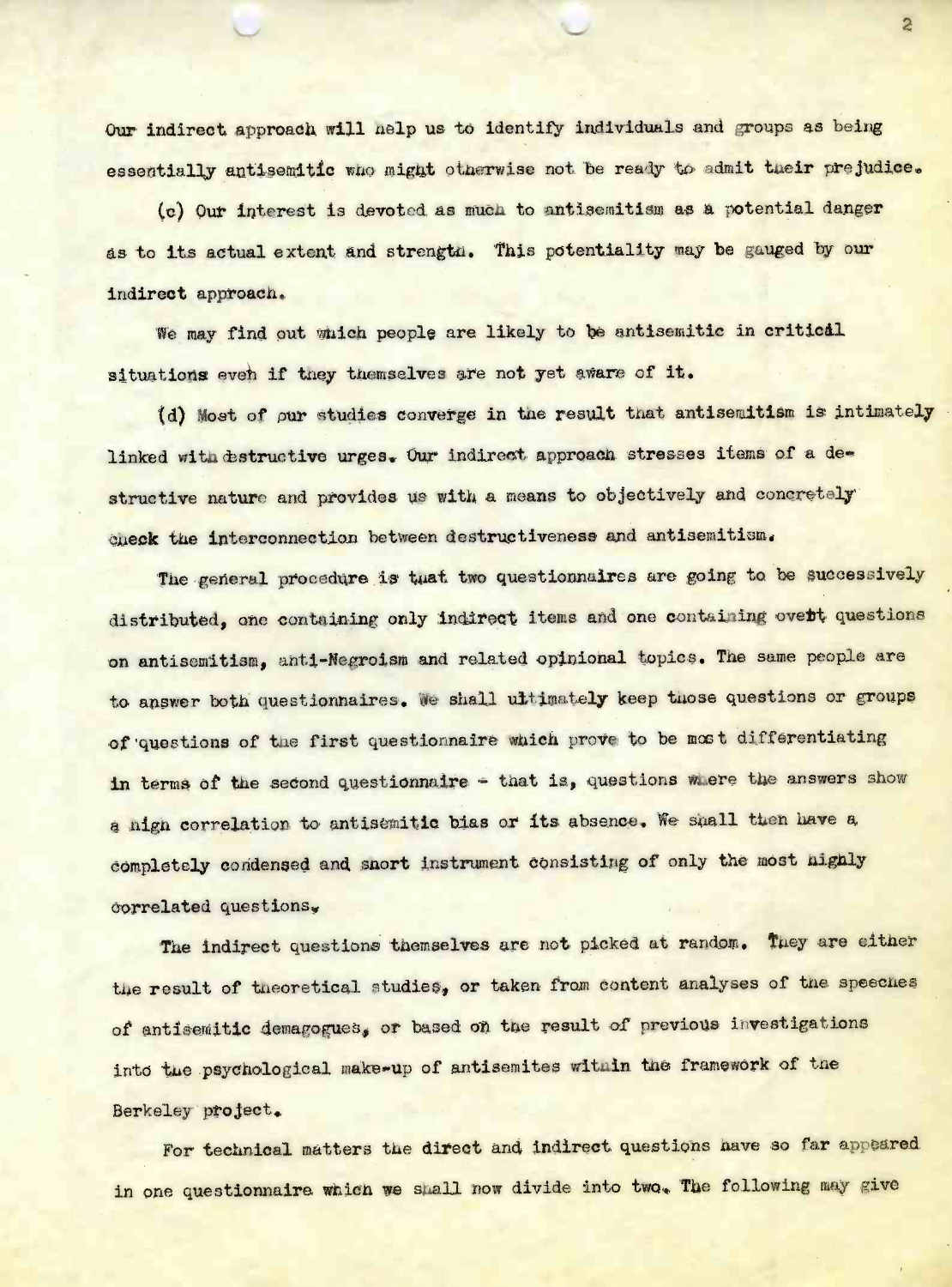Our indirect approach will help us to identify individuals and groups as being essentially antisemitic who might otherwise not be ready to admit their prejudice.

(c) Our interest is devoted as much to antisemitism as a potential danger as to its actual extent and strength. This potentiality may be gauged by our indirect approach.

We may find out which people are likely to be antisemitic in critical situations even if they themselves are not yet aware of it.

(d) Most of our studies converge in the result that antisemitism is intimately linked with destructive urges. Our indirect approach stresses items of a destructive nature and provides us with a means to objectively and concretely check the interconnection between destructiveness and antisemitism.

The general procedure is that two questionnaires are going to be successively distributed, one containing only indirect items and one containing overt questions on antisemitism, anti-Negroism and related opinional topics. The same people are to answer both questionnaires. We shall ultimately keep those questions or groups of questions of the first questionnaire which prove to be most differentiating in terms of the second questionnaire - that is, questions where the answers show a high correlation to antisemitic bias or its absence. We shall then have a completely condensed and short instrument consisting of only the most highly correlated questions.

The indirect questions themselves are not picked at random. They are either the result of theoretical studies, or taken from content analyses of the speeches of antisemitic demagogues, or based on the result of previous investigations into the psychological make-up of antisemites within the framework of the Berkeley project.

For technical matters the direct and indirect questions have so far appeared in one questionnaire which we shall now divide into two. The following may give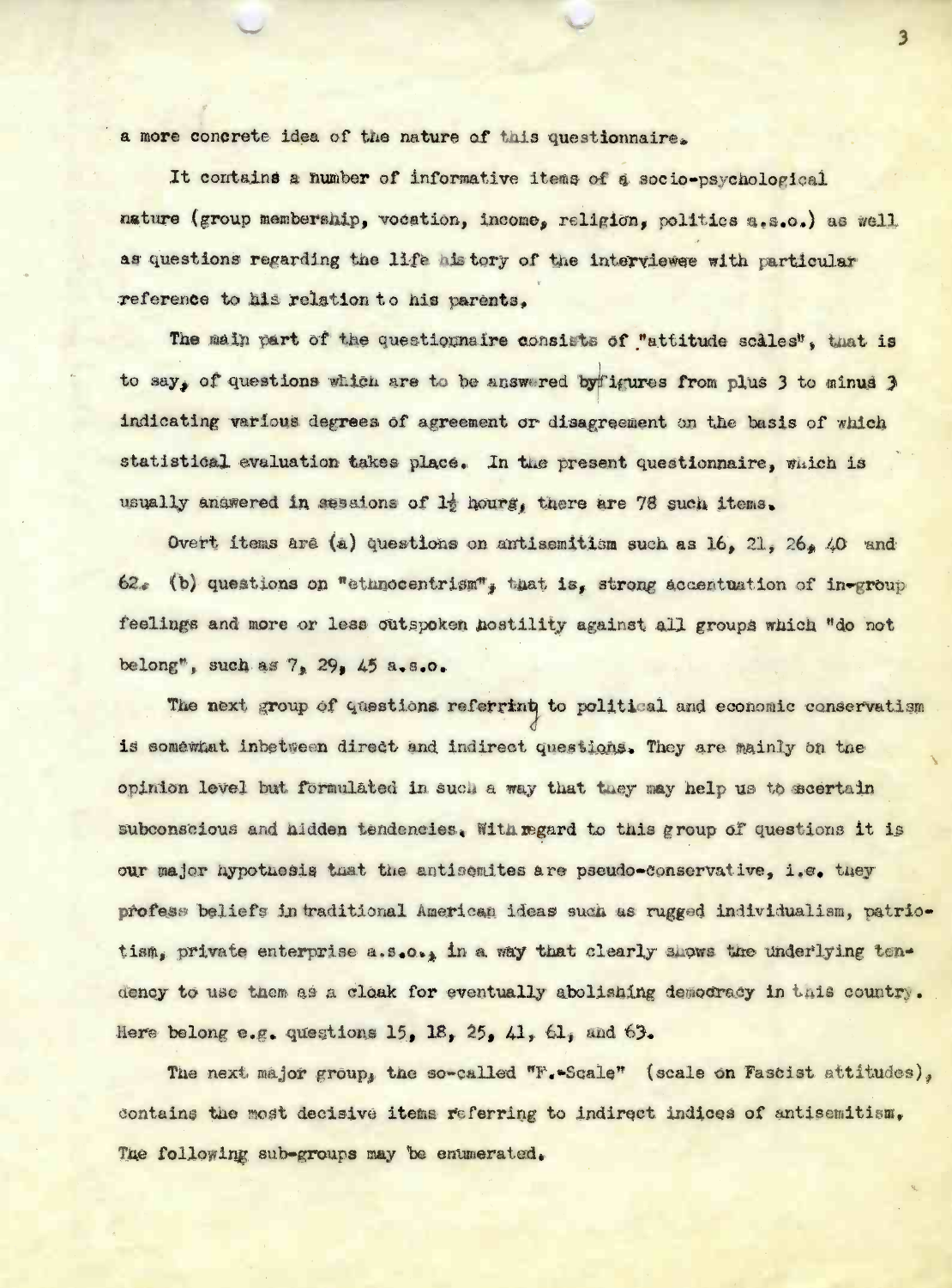a more concrete idea of the nature of this questionnaire.

It contains a number of informative items of a socio-psychological nature (group membership, vocation, income, religion, politics a.s.o.) as well as questions regarding the life history of the interviewee with particular reference to his relation to his parents.

The main part of the questionnaire consists of "attitude scales", that is to say, of questions which are to be answered by figures from plus 3 to minus 3 indicating various degrees of agreement or disagreement on the basis of which statistical evaluation takes place. In the present questionnaire, which is usually answered in sessions of 1½ hours, there are 78 such items.

Overt items are (a) questions on antisemitism such as 16, 21, 26, 40 and 62. (b) questions on "ethnocentrism", that is, strong accentuation of in-group feelings and more or less outspoken hostility against all groups which "do not belong", such as 7, 29, 45 a.s.o.

The next group of questions referring to political and economic conservatism is somewhat inbetween direct and indirect questions. They are mainly on the opinion level but formulated in such a way that they may help us to ascertain subconscious and hidden tendencies. With regard to this group of questions it is our major hypothesis that the antisemites are pseudo-conservative, i.e. they profess beliefs in traditional American ideas such as rugged individualism, patriotism, private enterprise a.s.o., in a way that clearly shows the underlying tendency to use them as a cloak for eventually abolishing democracy in this country. Here belong e.g. questions 15, 18, 25, 41, 61, and 63.

The next major group, the so-called "F.-Scale" (scale on Fascist attitudes), contains the most decisive items referring to indirect indices of antisemitism. The following sub-groups may be enumerated.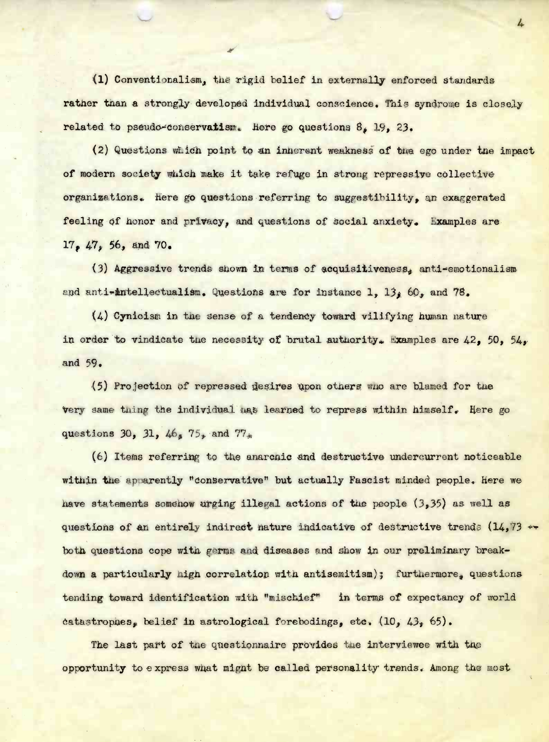(1) Conventionalism, the rigid belief in externally enforced standards rather than a strongly developed individual conscience. This syndrome is closely related to pseudo-conservatism. Here go questions 8, 19, 23.

(2) Questions which point to an inherent weakness of the ego under the impact of modern society which make it take refuge in strong repressive collective organizations. Here go questions referring to suggestibility, an exaggerated feeling of honor and privacy, and questions of social anxiety. Examples are 17, 47, 56, and 70.

(3) Aggressive trends shown in terms of acquisitiveness, anti-emotionalism and anti-intellectualism. Questions are for instance 1, 13, 60, and 78.

(4) Cynicism in the sense of a tendency toward vilifying human nature in order to vindicate the necessity of brutal authority. Examples are 42, 50, 54, and 59.

(5) Projection of repressed desires upon others who are blamed for the very same thing the individual has learned to repress within himself. Here go questions 30, 31, 46, 75, and 77.

(6) Items referring to the anarchic and destructive undercurrent noticeable within the apparently "conservative" but actually Fascist minded people. Here we have statements somehow urging illegal actions of the people (3,35) as well as questions of an entirely indirect nature indicative of destructive trends (14,73 -- both questions cope with germs and diseases and show in our preliminary breakdown a particularly high correlation with antisemitism); furthermore, questions tending toward identification with "mischief" in terms of expectancy of world catastrophes, belief in astrological forebodings, etc. (10, 43, 65).

The last part of the questionnaire provides the interviewee with the opportunity to express what might be called personality trends. Among the most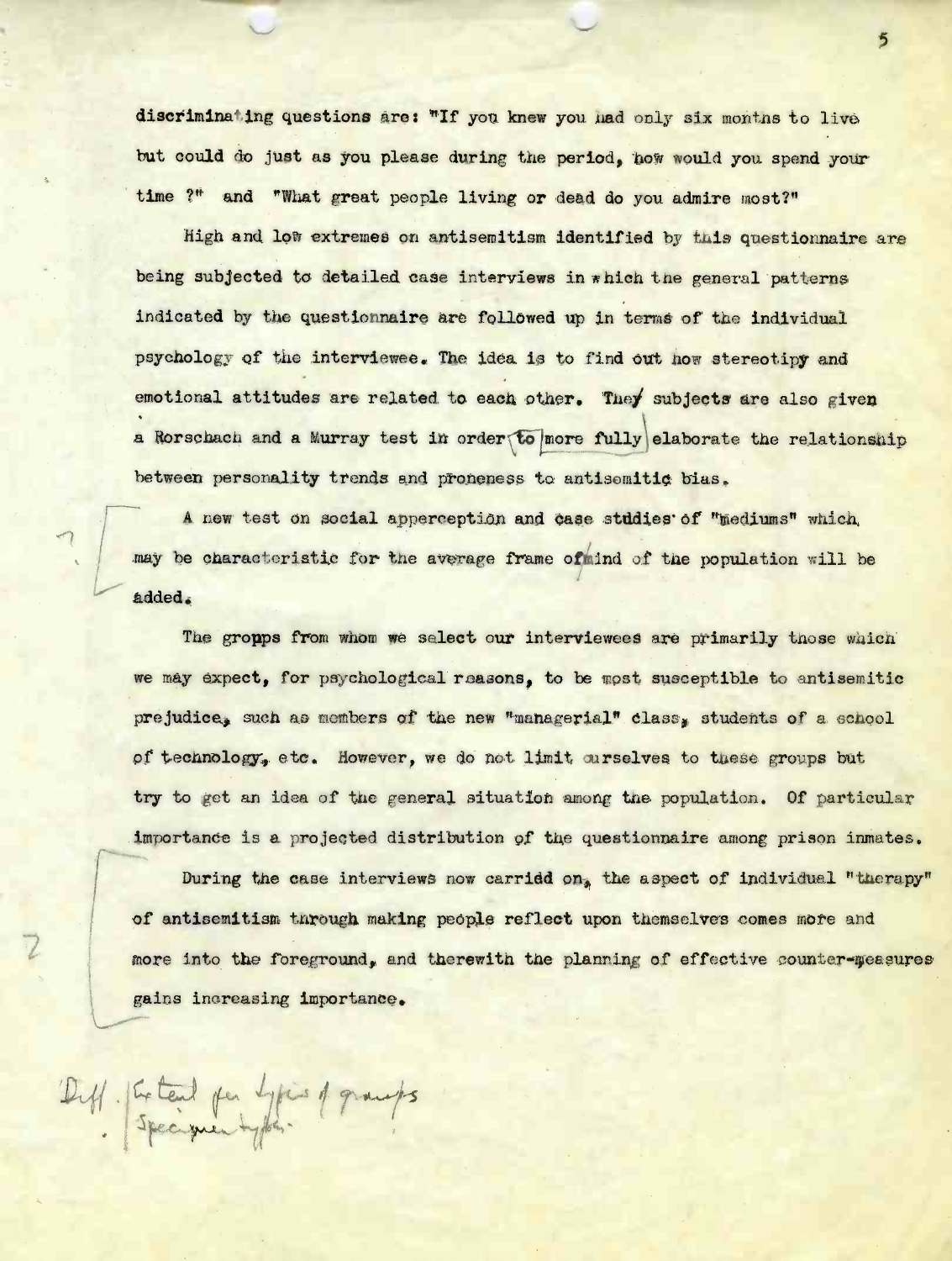discriminating questions are: "If you knew you had only six months to live but could do just as you please during the period, how would you spend your time ?" and "What great people living or dead do you admire most?"

High and low extremes on antisemitism identified by this questionnaire are being subjected to detailed case interviews in which the general patterns indicated by the questionnaire are followed up in terms of the individual psychology of the interviewee. The idea is to find out how stereotipy and emotional attitudes are related to each other. The subjects are also given a Rorschach and a Murray test in order to more fully elaborate the relationship between personality trends and proneness to antisemitic bias.

A new test on social apperception and case studies of "mediums" which may be characteristic for the average frame of mind of the population will be added.

The gropps from whom we select our interviewees are primarily those which we may expect, for psychological reasons, to be most susceptible to antisemitic prejudice, such as members of the new "managerial" class, students of a school of technology, etc. However, we do not limit ourselves to these groups but try to get an idea of the general situation among the population. Of particular importance is a projected distribution of the questionnaire among prison inmates.

During the case interviews now carried on, the aspect of individual "therapy" of antisemitism through making people reflect upon themselves comes more and more into the foreground, and therewith the planning of effective counter-measures gains increasing importance.

Diff. | Extent per types of groups
. | Specimen types.